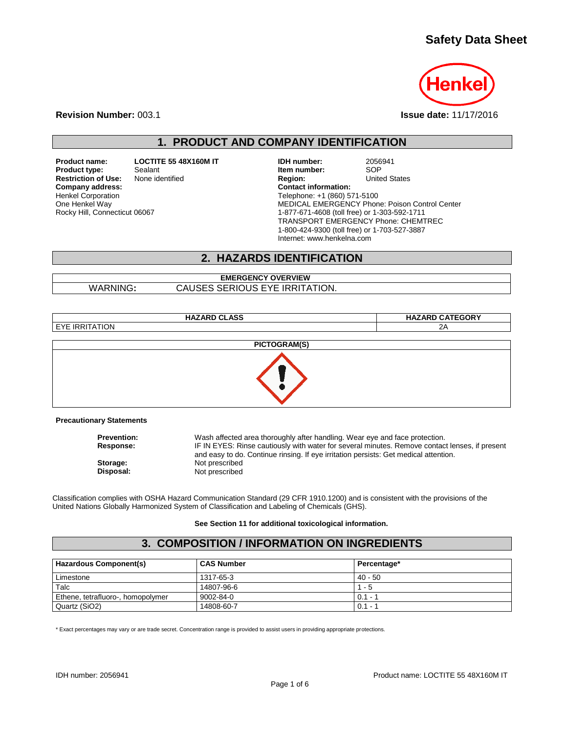# Safety Data Sheet

**Revision Number:** 003.1

**Issue date:** 11/17/2016

## 1. PRODUCT AND COMPANY IDENTIFICATION

**Product name:** LOCTITE 55 48X160M IT
**Product type:** Sealant
**Restriction of Use:** None identified
**Company address:**
Henkel Corporation
One Henkel Way
Rocky Hill, Connecticut 06067

**IDH number:** 2056941
**Item number:** SOP
**Region:** United States
**Contact information:**
Telephone: +1 (860) 571-5100
MEDICAL EMERGENCY Phone: Poison Control Center
1-877-671-4608 (toll free) or 1-303-592-1711
TRANSPORT EMERGENCY Phone: CHEMTREC
1-800-424-9300 (toll free) or 1-703-527-3887
Internet: www.henkelna.com

## 2. HAZARDS IDENTIFICATION

| EMERGENCY OVERVIEW | |
|---|---|
| WARNING: | CAUSES SERIOUS EYE IRRITATION. |

| HAZARD CLASS | HAZARD CATEGORY |
|---|---|
| EYE IRRITATION | 2A |

**PICTOGRAM(S)**

**Precautionary Statements**

**Prevention:** Wash affected area thoroughly after handling. Wear eye and face protection.
**Response:** IF IN EYES: Rinse cautiously with water for several minutes. Remove contact lenses, if present and easy to do. Continue rinsing. If eye irritation persists: Get medical attention.
**Storage:** Not prescribed
**Disposal:** Not prescribed

Classification complies with OSHA Hazard Communication Standard (29 CFR 1910.1200) and is consistent with the provisions of the United Nations Globally Harmonized System of Classification and Labeling of Chemicals (GHS).

**See Section 11 for additional toxicological information.**

## 3. COMPOSITION / INFORMATION ON INGREDIENTS

| Hazardous Component(s) | CAS Number | Percentage* |
|---|---|---|
| Limestone | 1317-65-3 | 40 - 50 |
| Talc | 14807-96-6 | 1 - 5 |
| Ethene, tetrafluoro-, homopolymer | 9002-84-0 | 0.1 - 1 |
| Quartz ($SiO_2$) | 14808-60-7 | 0.1 - 1 |

\* Exact percentages may vary or are trade secret. Concentration range is provided to assist users in providing appropriate protections.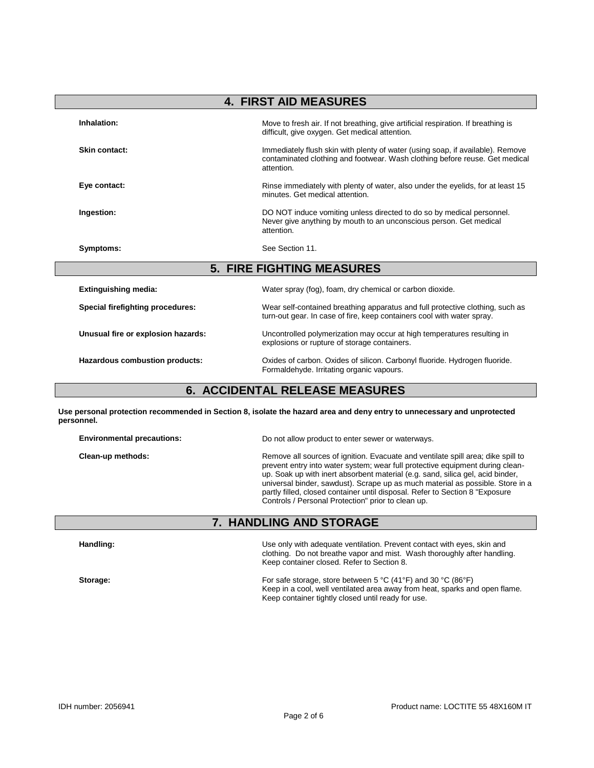## 4. FIRST AID MEASURES

**Inhalation:** Move to fresh air. If not breathing, give artificial respiration. If breathing is difficult, give oxygen. Get medical attention.

**Skin contact:** Immediately flush skin with plenty of water (using soap, if available). Remove contaminated clothing and footwear. Wash clothing before reuse. Get medical attention.

**Eye contact:** Rinse immediately with plenty of water, also under the eyelids, for at least 15 minutes. Get medical attention.

**Ingestion:** DO NOT induce vomiting unless directed to do so by medical personnel. Never give anything by mouth to an unconscious person. Get medical attention.

**Symptoms:** See Section 11.

## 5. FIRE FIGHTING MEASURES

**Extinguishing media:** Water spray (fog), foam, dry chemical or carbon dioxide.

**Special firefighting procedures:** Wear self-contained breathing apparatus and full protective clothing, such as turn-out gear. In case of fire, keep containers cool with water spray.

**Unusual fire or explosion hazards:** Uncontrolled polymerization may occur at high temperatures resulting in explosions or rupture of storage containers.

**Hazardous combustion products:** Oxides of carbon. Oxides of silicon. Carbonyl fluoride. Hydrogen fluoride. Formaldehyde. Irritating organic vapours.

## 6. ACCIDENTAL RELEASE MEASURES

**Use personal protection recommended in Section 8, isolate the hazard area and deny entry to unnecessary and unprotected personnel.**

**Environmental precautions:** Do not allow product to enter sewer or waterways.

**Clean-up methods:** Remove all sources of ignition. Evacuate and ventilate spill area; dike spill to prevent entry into water system; wear full protective equipment during clean-up. Soak up with inert absorbent material (e.g. sand, silica gel, acid binder, universal binder, sawdust). Scrape up as much material as possible. Store in a partly filled, closed container until disposal. Refer to Section 8 "Exposure Controls / Personal Protection" prior to clean up.

## 7. HANDLING AND STORAGE

**Handling:** Use only with adequate ventilation. Prevent contact with eyes, skin and clothing. Do not breathe vapor and mist. Wash thoroughly after handling. Keep container closed. Refer to Section 8.

**Storage:** For safe storage, store between 5 °C (41°F) and 30 °C (86°F)
Keep in a cool, well ventilated area away from heat, sparks and open flame. Keep container tightly closed until ready for use.

IDH number: 2056941

Product name: LOCTITE 55 48X160M IT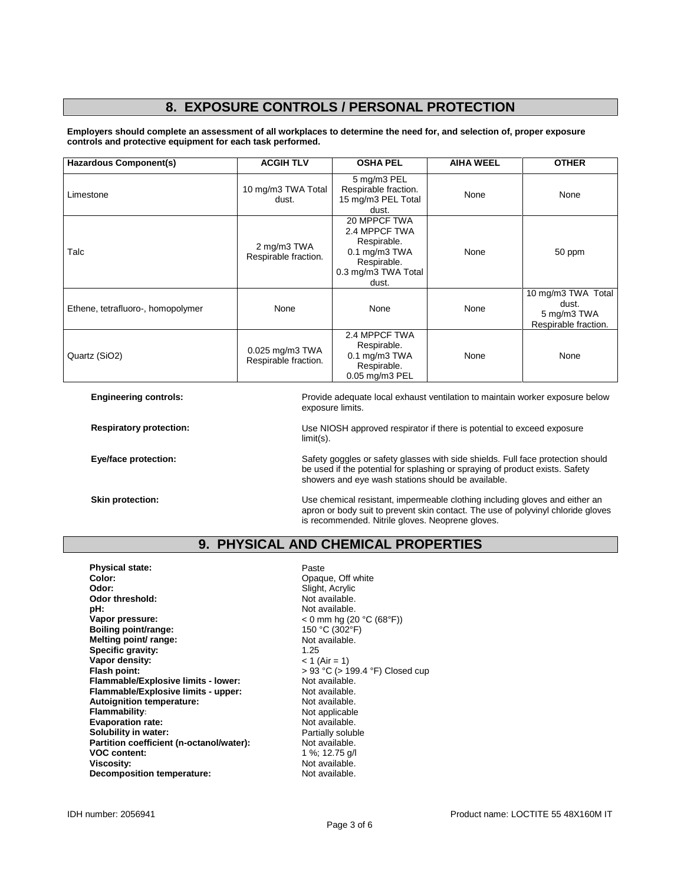## 8. EXPOSURE CONTROLS / PERSONAL PROTECTION

**Employers should complete an assessment of all workplaces to determine the need for, and selection of, proper exposure controls and protective equipment for each task performed.**

| Hazardous Component(s) | ACGIH TLV | OSHA PEL | AIHA WEEL | OTHER |
|---|---|---|---|---|
| Limestone | 10 mg/m3 TWA Total dust. | 5 mg/m3 PEL Respirable fraction. 15 mg/m3 PEL Total dust. | None | None |
| Talc | 2 mg/m3 TWA Respirable fraction. | 20 MPPCF TWA 2.4 MPPCF TWA Respirable. 0.1 mg/m3 TWA Respirable. 0.3 mg/m3 TWA Total dust. | None | 50 ppm |
| Ethene, tetrafluoro-, homopolymer | None | None | None | 10 mg/m3 TWA Total dust. 5 mg/m3 TWA Respirable fraction. |
| Quartz ($SiO_2$) | 0.025 mg/m3 TWA Respirable fraction. | 2.4 MPPCF TWA Respirable. 0.1 mg/m3 TWA Respirable. 0.05 mg/m3 PEL | None | None |

**Engineering controls:** Provide adequate local exhaust ventilation to maintain worker exposure below exposure limits.

**Respiratory protection:** Use NIOSH approved respirator if there is potential to exceed exposure limit(s).

**Eye/face protection:** Safety goggles or safety glasses with side shields. Full face protection should be used if the potential for splashing or spraying of product exists. Safety showers and eye wash stations should be available.

**Skin protection:** Use chemical resistant, impermeable clothing including gloves and either an apron or body suit to prevent skin contact. The use of polyvinyl chloride gloves is recommended. Nitrile gloves. Neoprene gloves.

## 9. PHYSICAL AND CHEMICAL PROPERTIES

**Physical state:** Paste
**Color:** Opaque, Off white
**Odor:** Slight, Acrylic
**Odor threshold:** Not available.
**pH:** Not available.
**Vapor pressure:** < 0 mm hg (20 °C (68°F))
**Boiling point/range:** 150 °C (302°F)
**Melting point/ range:** Not available.
**Specific gravity:** 1.25
**Vapor density:** < 1 (Air = 1)
**Flash point:** > 93 °C (> 199.4 °F) Closed cup
**Flammable/Explosive limits - lower:** Not available.
**Flammable/Explosive limits - upper:** Not available.
**Autoignition temperature:** Not available.
**Flammability:** Not applicable
**Evaporation rate:** Not available.
**Solubility in water:** Partially soluble
**Partition coefficient (n-octanol/water):** Not available.
**VOC content:** 1 %; 12.75 g/l
**Viscosity:** Not available.
**Decomposition temperature:** Not available.

IDH number: 2056941 Product name: LOCTITE 55 48X160M IT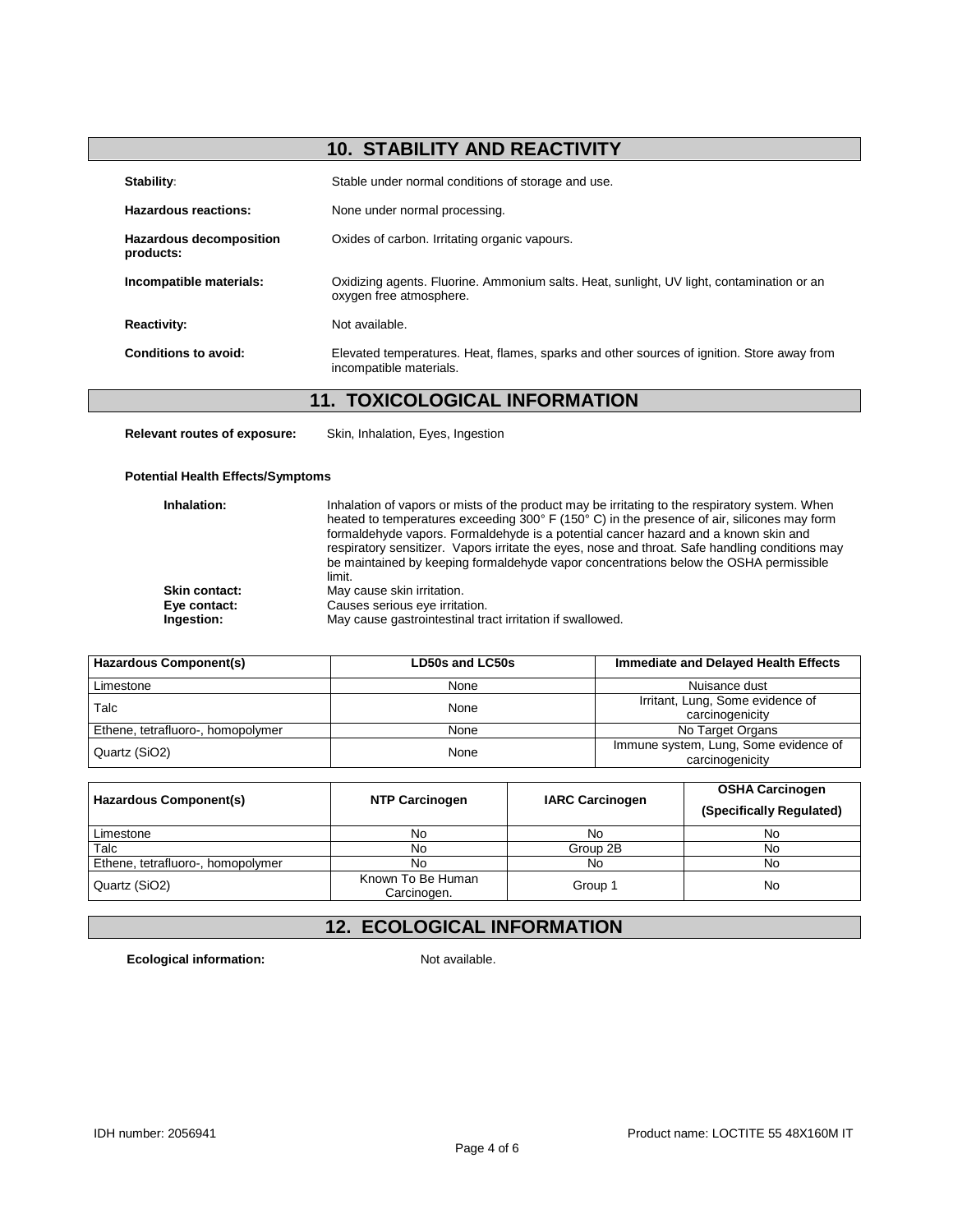## 10. STABILITY AND REACTIVITY

**Stability:** Stable under normal conditions of storage and use.

**Hazardous reactions:** None under normal processing.

**Hazardous decomposition products:** Oxides of carbon. Irritating organic vapours.

**Incompatible materials:** Oxidizing agents. Fluorine. Ammonium salts. Heat, sunlight, UV light, contamination or an oxygen free atmosphere.

**Reactivity:** Not available.

**Conditions to avoid:** Elevated temperatures. Heat, flames, sparks and other sources of ignition. Store away from incompatible materials.

## 11. TOXICOLOGICAL INFORMATION

**Relevant routes of exposure:** Skin, Inhalation, Eyes, Ingestion

**Potential Health Effects/Symptoms**

**Inhalation:** Inhalation of vapors or mists of the product may be irritating to the respiratory system. When heated to temperatures exceeding 300° F (150° C) in the presence of air, silicones may form formaldehyde vapors. Formaldehyde is a potential cancer hazard and a known skin and respiratory sensitizer. Vapors irritate the eyes, nose and throat. Safe handling conditions may be maintained by keeping formaldehyde vapor concentrations below the OSHA permissible limit.

**Skin contact:** May cause skin irritation.

**Eye contact:** Causes serious eye irritation.

**Ingestion:** May cause gastrointestinal tract irritation if swallowed.

| Hazardous Component(s) | LD50s and LC50s | Immediate and Delayed Health Effects |
|---|---|---|
| Limestone | None | Nuisance dust |
| Talc | None | Irritant, Lung, Some evidence of carcinogenicity |
| Ethene, tetrafluoro-, homopolymer | None | No Target Organs |
| Quartz (SiO2) | None | Immune system, Lung, Some evidence of carcinogenicity |

| Hazardous Component(s) | NTP Carcinogen | IARC Carcinogen | OSHA Carcinogen (Specifically Regulated) |
|---|---|---|---|
| Limestone | No | No | No |
| Talc | No | Group 2B | No |
| Ethene, tetrafluoro-, homopolymer | No | No | No |
| Quartz (SiO2) | Known To Be Human Carcinogen. | Group 1 | No |

## 12. ECOLOGICAL INFORMATION

**Ecological information:** Not available.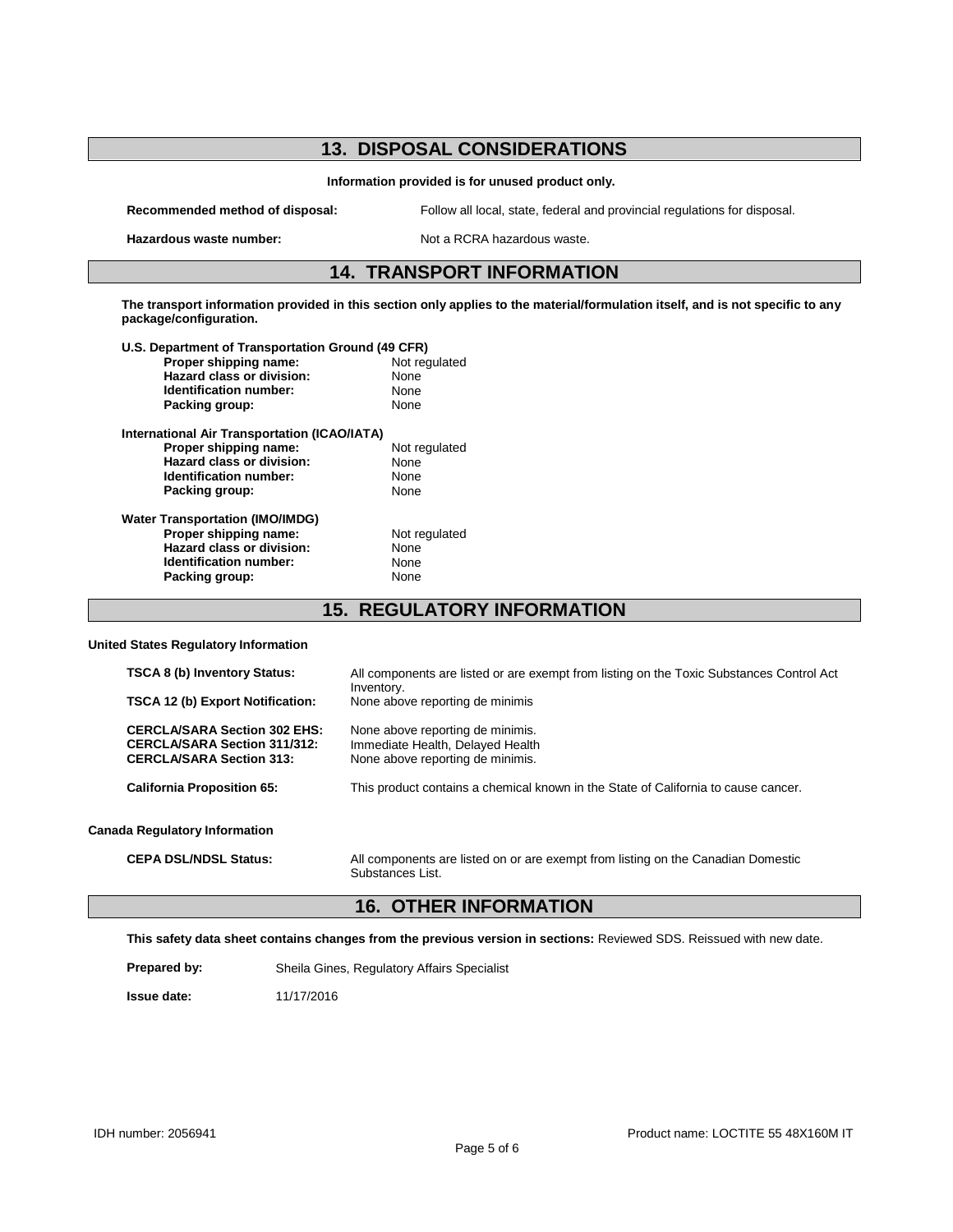## 13. DISPOSAL CONSIDERATIONS

**Information provided is for unused product only.**

**Recommended method of disposal:** Follow all local, state, federal and provincial regulations for disposal.

**Hazardous waste number:** Not a RCRA hazardous waste.

## 14. TRANSPORT INFORMATION

**The transport information provided in this section only applies to the material/formulation itself, and is not specific to any package/configuration.**

**U.S. Department of Transportation Ground (49 CFR)**

| | |
|---|---|
| **Proper shipping name:** | Not regulated |
| **Hazard class or division:** | None |
| **Identification number:** | None |
| **Packing group:** | None |

**International Air Transportation (ICAO/IATA)**

| | |
|---|---|
| **Proper shipping name:** | Not regulated |
| **Hazard class or division:** | None |
| **Identification number:** | None |
| **Packing group:** | None |

**Water Transportation (IMO/IMDG)**

| | |
|---|---|
| **Proper shipping name:** | Not regulated |
| **Hazard class or division:** | None |
| **Identification number:** | None |
| **Packing group:** | None |

## 15. REGULATORY INFORMATION

**United States Regulatory Information**

**TSCA 8 (b) Inventory Status:** All components are listed or are exempt from listing on the Toxic Substances Control Act Inventory.

**TSCA 12 (b) Export Notification:** None above reporting de minimis

**CERCLA/SARA Section 302 EHS:** None above reporting de minimis.

**CERCLA/SARA Section 311/312:** Immediate Health, Delayed Health

**CERCLA/SARA Section 313:** None above reporting de minimis.

**California Proposition 65:** This product contains a chemical known in the State of California to cause cancer.

**Canada Regulatory Information**

**CEPA DSL/NDSL Status:** All components are listed on or are exempt from listing on the Canadian Domestic Substances List.

## 16. OTHER INFORMATION

**This safety data sheet contains changes from the previous version in sections:** Reviewed SDS. Reissued with new date.

**Prepared by:** Sheila Gines, Regulatory Affairs Specialist

**Issue date:** 11/17/2016

IDH number: 2056941

Product name: LOCTITE 55 48X160M IT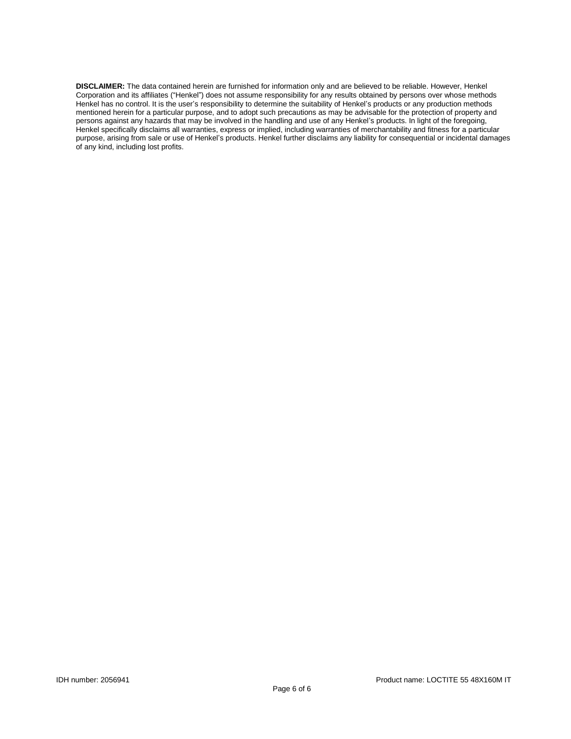**DISCLAIMER:** The data contained herein are furnished for information only and are believed to be reliable. However, Henkel Corporation and its affiliates ("Henkel") does not assume responsibility for any results obtained by persons over whose methods Henkel has no control. It is the user's responsibility to determine the suitability of Henkel's products or any production methods mentioned herein for a particular purpose, and to adopt such precautions as may be advisable for the protection of property and persons against any hazards that may be involved in the handling and use of any Henkel's products. In light of the foregoing, Henkel specifically disclaims all warranties, express or implied, including warranties of merchantability and fitness for a particular purpose, arising from sale or use of Henkel's products. Henkel further disclaims any liability for consequential or incidental damages of any kind, including lost profits.